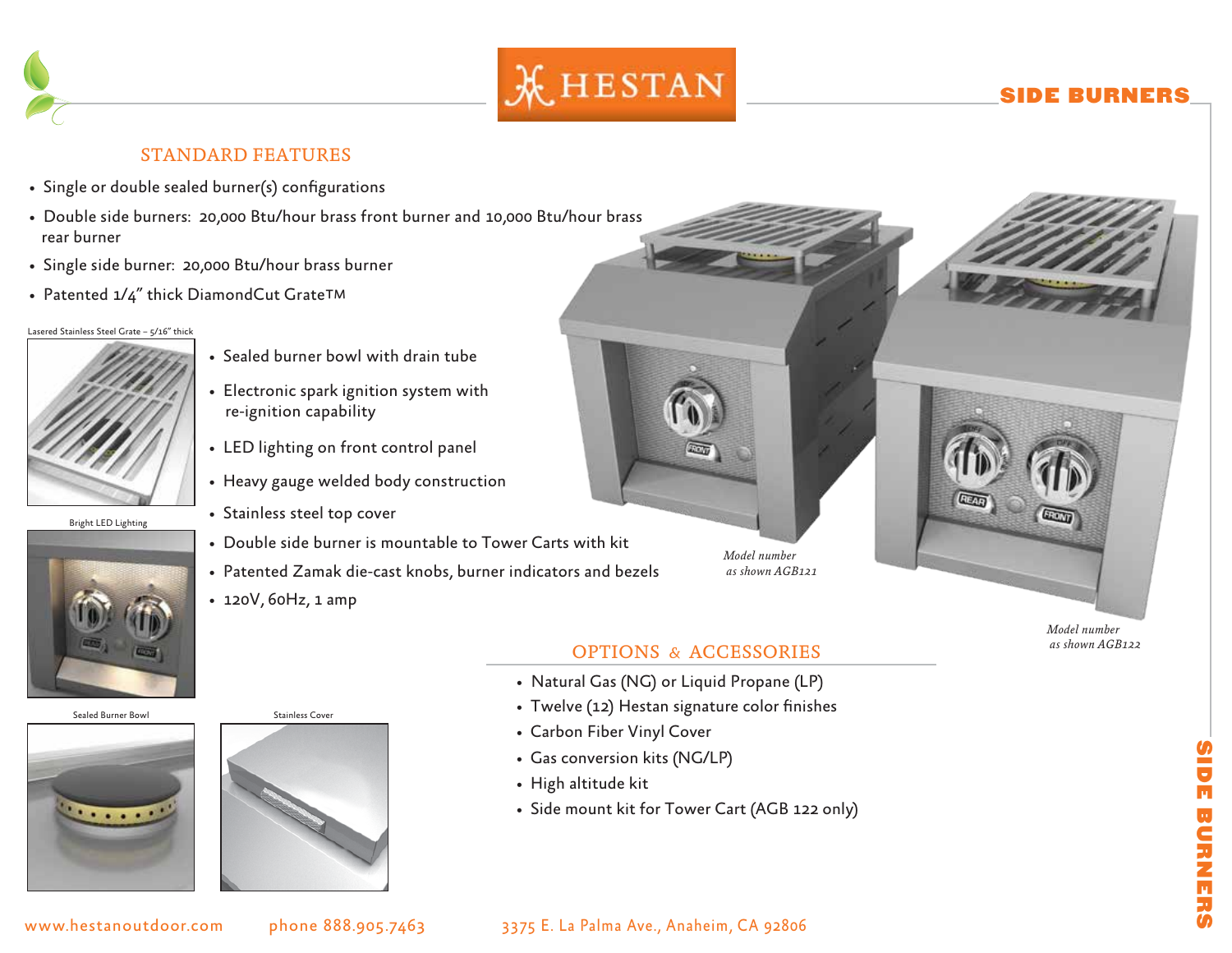# HESTAN

## SIDE BURNERS

### STANDARD FEATURES

- Single or double sealed burner(s) configurations
- Double side burners: 20,000 Btu/hour brass front burner and 10,000 Btu/hour brass rear burner
- Single side burner: 20,000 Btu/hour brass burner
- Patented 1/4" thick DiamondCut Grate™

Lasered Stainless Steel Grate – 5/16" thick

- Sealed burner bowl with drain tube
- Electronic spark ignition system with re-ignition capability
- LED lighting on front control panel
- Heavy gauge welded body construction
- Stainless steel top cover
- Double side burner is mountable to Tower Carts with kit
- Patented Zamak die-cast knobs, burner indicators and bezels
- 120V, 60Hz, 1 amp

Bright LED Lighting

Sealed Burner Bowl

Stainless Cover

*Model number as shown AGB121*

*Model number as shown AGB122*

### OPTIONS & ACCESSORIES

- Natural Gas (NG) or Liquid Propane (LP)
- Twelve (12) Hestan signature color finishes
- Carbon Fiber Vinyl Cover
- Gas conversion kits (NG/LP)
- High altitude kit
- Side mount kit for Tower Cart (AGB 122 only)

www.hestanoutdoor.com phone 888.905.7463 3375 E. La Palma Ave., Anaheim, CA 92806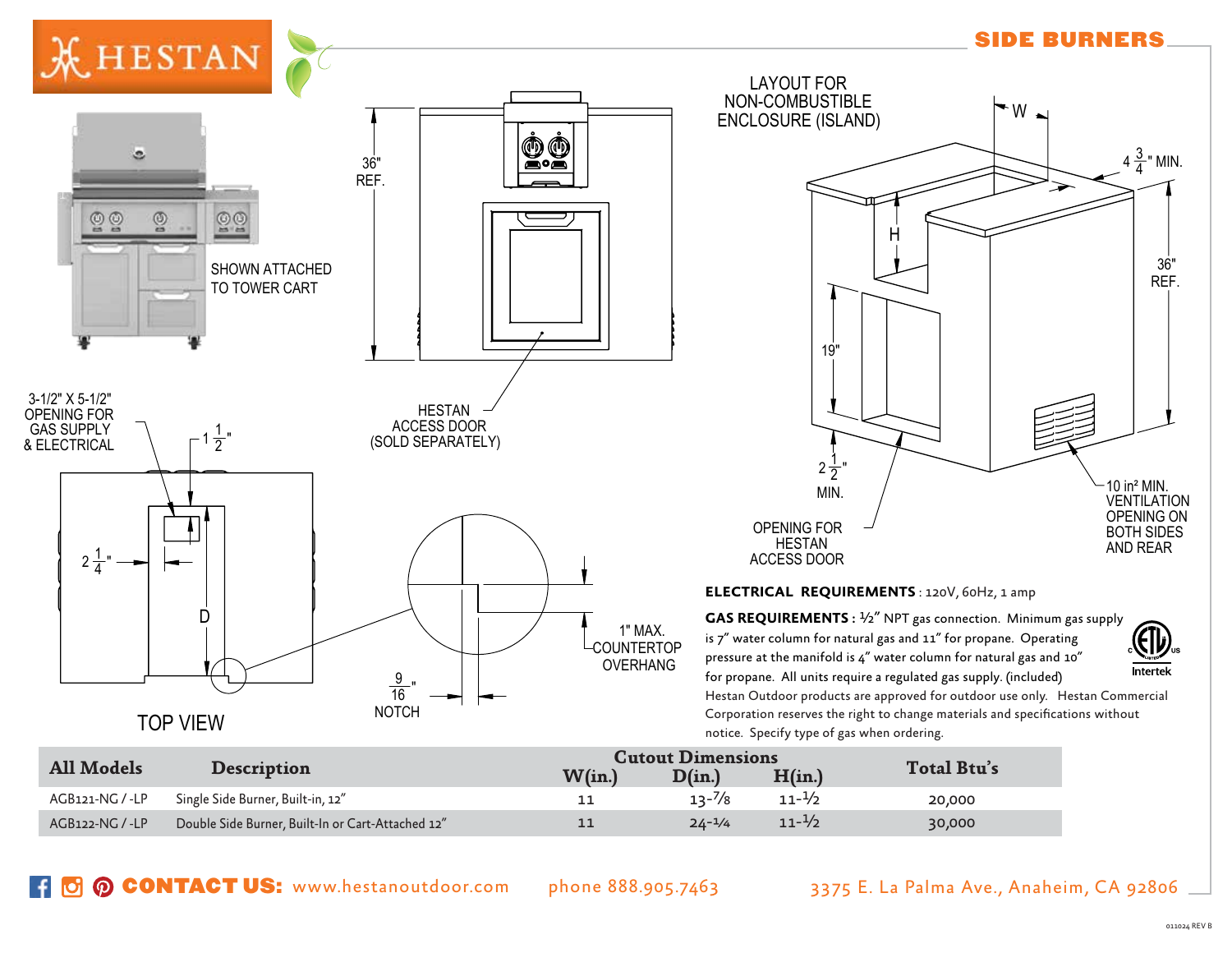# SIDE BURNERS

SHOWN ATTACHED TO TOWER CART

36" REF.

HESTAN ACCESS DOOR (SOLD SEPARATELY)

LAYOUT FOR NON-COMBUSTIBLE ENCLOSURE (ISLAND)

W

H

4 3/4" MIN.

36" REF.

19"

2 1/2" MIN.

OPENING FOR HESTAN ACCESS DOOR

10 in² MIN. VENTILATION OPENING ON BOTH SIDES AND REAR

3-1/2" X 5-1/2" OPENING FOR GAS SUPPLY & ELECTRICAL

1 1/2"

2 1/4"

D

TOP VIEW

9/16" NOTCH

1" MAX. COUNTERTOP OVERHANG

**ELECTRICAL REQUIREMENTS** : 120V, 60Hz, 1 amp

**GAS REQUIREMENTS** : ½" NPT gas connection. Minimum gas supply is 7" water column for natural gas and 11" for propane. Operating pressure at the manifold is 4" water column for natural gas and 10" for propane. All units require a regulated gas supply. (included)

Hestan Outdoor products are approved for outdoor use only. Hestan Commercial Corporation reserves the right to change materials and specifications without notice. Specify type of gas when ordering.

| All Models | Description | Cutout Dimensions W(in.) | D(in.) | H(in.) | Total Btu's |
|---|---|---|---|---|---|
| AGB121-NG / -LP | Single Side Burner, Built-in, 12" | 11 | 13-7/8 | 11-½ | 20,000 |
| AGB122-NG / -LP | Double Side Burner, Built-In or Cart-Attached 12" | 11 | 24-¼ | 11-½ | 30,000 |

**CONTACT US:** www.hestanoutdoor.com phone 888.905.7463 3375 E. La Palma Ave., Anaheim, CA 92806

011024 REV B